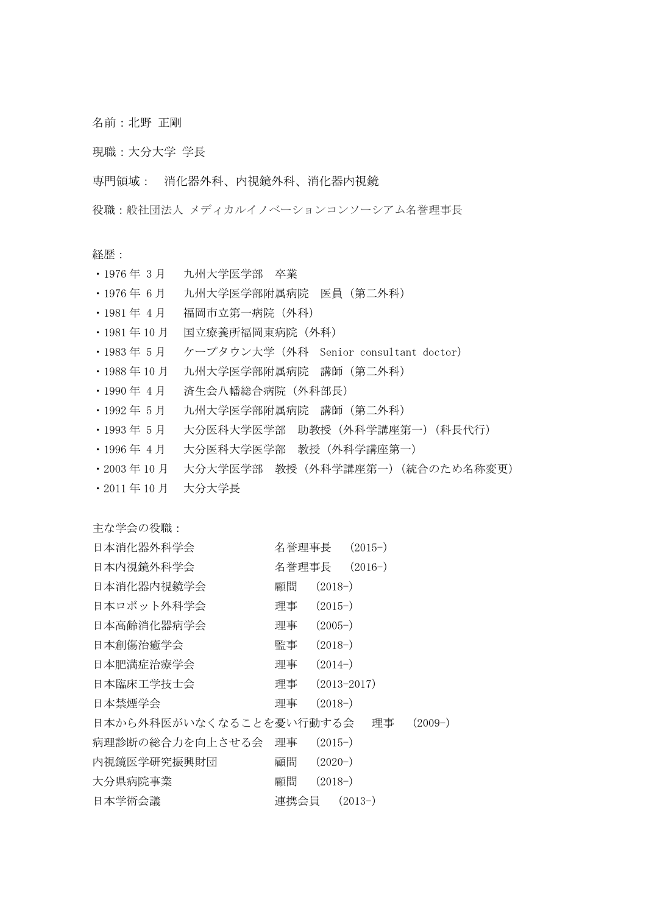名前：北野 正剛

現職：大分大学 学長

専門領域： 消化器外科、内視鏡外科、消化器内視鏡

役職：般社団法人 メディカルイノベーションコンソーシアム名誉理事長

経歴：

- 1976 年 3 月　九州大学医学部　卒業
- 1976 年 6 月　九州大学医学部附属病院　医員（第二外科）
- 1981 年 4 月　福岡市立第一病院（外科）
- 1981 年 10 月　国立療養所福岡東病院（外科）
- 1983 年 5 月　ケープタウン大学（外科　Senior consultant doctor）
- 1988 年 10 月　九州大学医学部附属病院　講師（第二外科）
- 1990 年 4 月　済生会八幡総合病院（外科部長）
- 1992 年 5 月　九州大学医学部附属病院　講師（第二外科）
- 1993 年 5 月　大分医科大学医学部　助教授（外科学講座第一）（科長代行）
- 1996 年 4 月　大分医科大学医学部　教授（外科学講座第一）
- 2003 年 10 月　大分大学医学部　教授（外科学講座第一）（統合のため名称変更）
- 2011 年 10 月　大分大学長

主な学会の役職：

| 学会 | 役職 | 期間 |
|---|---|---|
| 日本消化器外科学会 | 名誉理事長 | (2015-) |
| 日本内視鏡外科学会 | 名誉理事長 | (2016-) |
| 日本消化器内視鏡学会 | 顧問 | (2018-) |
| 日本ロボット外科学会 | 理事 | (2015-) |
| 日本高齢消化器病学会 | 理事 | (2005-) |
| 日本創傷治癒学会 | 監事 | (2018-) |
| 日本肥満症治療学会 | 理事 | (2014-) |
| 日本臨床工学技士会 | 理事 | (2013-2017) |
| 日本禁煙学会 | 理事 | (2018-) |
| 日本から外科医がいなくなることを憂い行動する会 | 理事 | (2009-) |
| 病理診断の総合力を向上させる会 | 理事 | (2015-) |
| 内視鏡医学研究振興財団 | 顧問 | (2020-) |
| 大分県病院事業 | 顧問 | (2018-) |
| 日本学術会議 | 連携会員 | (2013-) |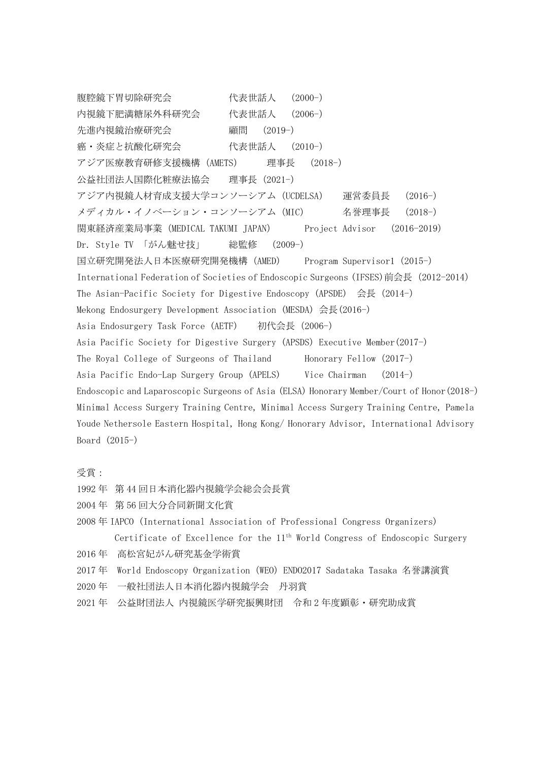腹腔鏡下胃切除研究会　　代表世話人　(2000-)
内視鏡下肥満糖尿外科研究会　　代表世話人　(2006-)
先進内視鏡治療研究会　　顧問　(2019-)
癌・炎症と抗酸化研究会　　代表世話人　(2010-)
アジア医療教育研修支援機構 (AMETS)　　理事長　(2018-)
公益社団法人国際化粧療法協会　理事長 (2021-)
アジア内視鏡人材育成支援大学コンソーシアム (UCDELSA)　　運営委員長　(2016-)
メディカル・イノベーション・コンソーシアム (MIC)　　名誉理事長　(2018-)
関東経済産業局事業 (MEDICAL TAKUMI JAPAN)　　Project Advisor　(2016-2019)
Dr. Style TV 「がん魅せ技」　　総監修　(2009-)
国立研究開発法人日本医療研究開発機構 (AMED)　　Program Supervisor1 (2015-)
International Federation of Societies of Endoscopic Surgeons (IFSES)前会長 (2012-2014)
The Asian-Pacific Society for Digestive Endoscopy (APSDE)　会長 (2014-)
Mekong Endosurgery Development Association (MESDA) 会長(2016-)
Asia Endosurgery Task Force (AETF)　　初代会長 (2006-)
Asia Pacific Society for Digestive Surgery (APSDS) Executive Member(2017-)
The Royal College of Surgeons of Thailand　　Honorary Fellow (2017-)
Asia Pacific Endo-Lap Surgery Group (APELS)　　Vice Chairman　(2014-)
Endoscopic and Laparoscopic Surgeons of Asia (ELSA) Honorary Member/Court of Honor(2018-)
Minimal Access Surgery Training Centre, Minimal Access Surgery Training Centre, Pamela Youde Nethersole Eastern Hospital, Hong Kong/ Honorary Advisor, International Advisory Board (2015-)

受賞：

1992 年　第 44 回日本消化器内視鏡学会総会会長賞
2004 年　第 56 回大分合同新聞文化賞
2008 年 IAPCO (International Association of Professional Congress Organizers)
　　Certificate of Excellence for the 11th World Congress of Endoscopic Surgery
2016 年　高松宮妃がん研究基金学術賞
2017 年　World Endoscopy Organization (WEO) ENDO2017 Sadataka Tasaka 名誉講演賞
2020 年　一般社団法人日本消化器内視鏡学会　丹羽賞
2021 年　公益財団法人 内視鏡医学研究振興財団　令和 2 年度顕彰・研究助成賞